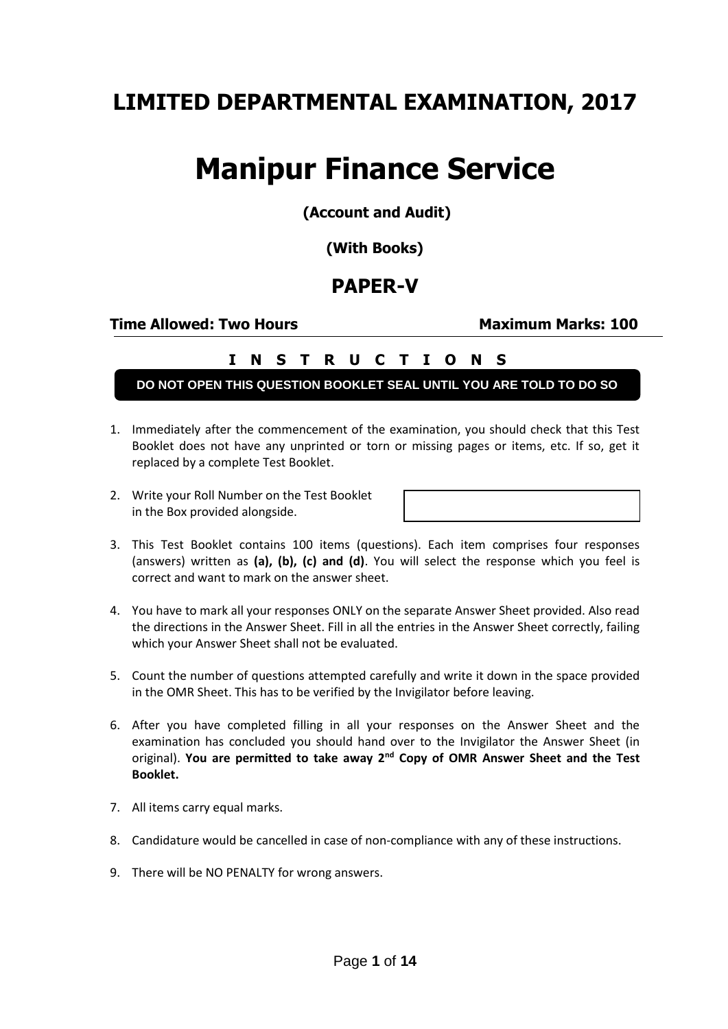# LIMITED DEPARTMENTAL EXAMINATION, 2017

# Manipur Finance Service

**(Account and Audit)**

**(With Books)**

## PAPER-V

**Time Allowed: Two Hours** | **Maximum Marks: 100**

**I N S T R U C T I O N S**

**DO NOT OPEN THIS QUESTION BOOKLET SEAL UNTIL YOU ARE TOLD TO DO SO**

1. Immediately after the commencement of the examination, you should check that this Test Booklet does not have any unprinted or torn or missing pages or items, etc. If so, get it replaced by a complete Test Booklet.

2. Write your Roll Number on the Test Booklet in the Box provided alongside.

3. This Test Booklet contains 100 items (questions). Each item comprises four responses (answers) written as **(a), (b), (c) and (d)**. You will select the response which you feel is correct and want to mark on the answer sheet.

4. You have to mark all your responses ONLY on the separate Answer Sheet provided. Also read the directions in the Answer Sheet. Fill in all the entries in the Answer Sheet correctly, failing which your Answer Sheet shall not be evaluated.

5. Count the number of questions attempted carefully and write it down in the space provided in the OMR Sheet. This has to be verified by the Invigilator before leaving.

6. After you have completed filling in all your responses on the Answer Sheet and the examination has concluded you should hand over to the Invigilator the Answer Sheet (in original). **You are permitted to take away 2nd Copy of OMR Answer Sheet and the Test Booklet.**

7. All items carry equal marks.

8. Candidature would be cancelled in case of non-compliance with any of these instructions.

9. There will be NO PENALTY for wrong answers.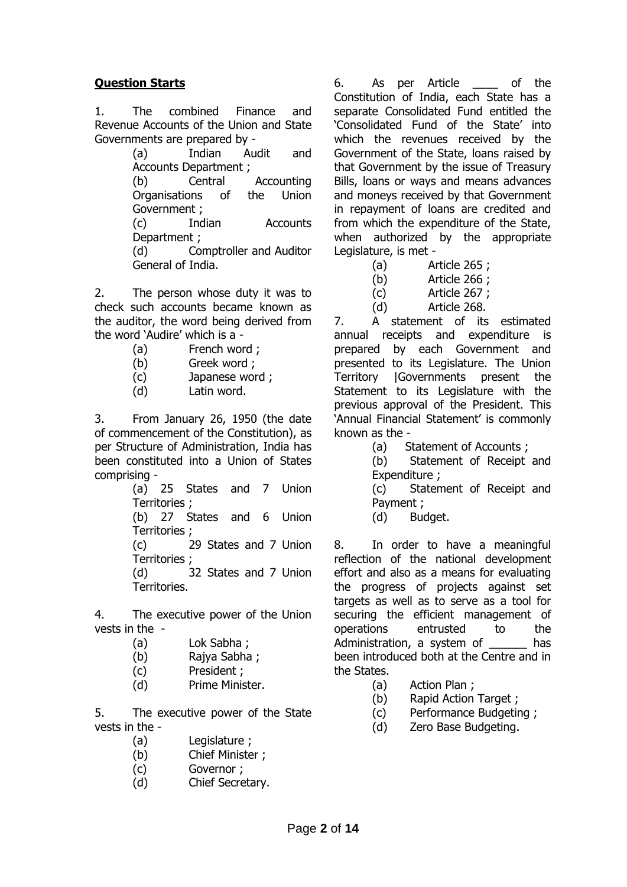**Question Starts**

1. The combined Finance and Revenue Accounts of the Union and State Governments are prepared by -

   (a) Indian Audit and Accounts Department ;
   (b) Central Accounting Organisations of the Union Government ;
   (c) Indian Accounts Department ;
   (d) Comptroller and Auditor General of India.

2. The person whose duty it was to check such accounts became known as the auditor, the word being derived from the word 'Audire' which is a -

   (a) French word ;
   (b) Greek word ;
   (c) Japanese word ;
   (d) Latin word.

3. From January 26, 1950 (the date of commencement of the Constitution), as per Structure of Administration, India has been constituted into a Union of States comprising -

   (a) 25 States and 7 Union Territories ;
   (b) 27 States and 6 Union Territories ;
   (c) 29 States and 7 Union Territories ;
   (d) 32 States and 7 Union Territories.

4. The executive power of the Union vests in the -

   (a) Lok Sabha ;
   (b) Rajya Sabha ;
   (c) President ;
   (d) Prime Minister.

5. The executive power of the State vests in the -

   (a) Legislature ;
   (b) Chief Minister ;
   (c) Governor ;
   (d) Chief Secretary.

6. As per Article ____ of the Constitution of India, each State has a separate Consolidated Fund entitled the 'Consolidated Fund of the State' into which the revenues received by the Government of the State, loans raised by that Government by the issue of Treasury Bills, loans or ways and means advances and moneys received by that Government in repayment of loans are credited and from which the expenditure of the State, when authorized by the appropriate Legislature, is met -

   (a) Article 265 ;
   (b) Article 266 ;
   (c) Article 267 ;
   (d) Article 268.

7. A statement of its estimated annual receipts and expenditure is prepared by each Government and presented to its Legislature. The Union Territory |Governments present the Statement to its Legislature with the previous approval of the President. This 'Annual Financial Statement' is commonly known as the -

   (a) Statement of Accounts ;
   (b) Statement of Receipt and Expenditure ;
   (c) Statement of Receipt and Payment ;
   (d) Budget.

8. In order to have a meaningful reflection of the national development effort and also as a means for evaluating the progress of projects against set targets as well as to serve as a tool for securing the efficient management of operations entrusted to the Administration, a system of ______ has been introduced both at the Centre and in the States.

   (a) Action Plan ;
   (b) Rapid Action Target ;
   (c) Performance Budgeting ;
   (d) Zero Base Budgeting.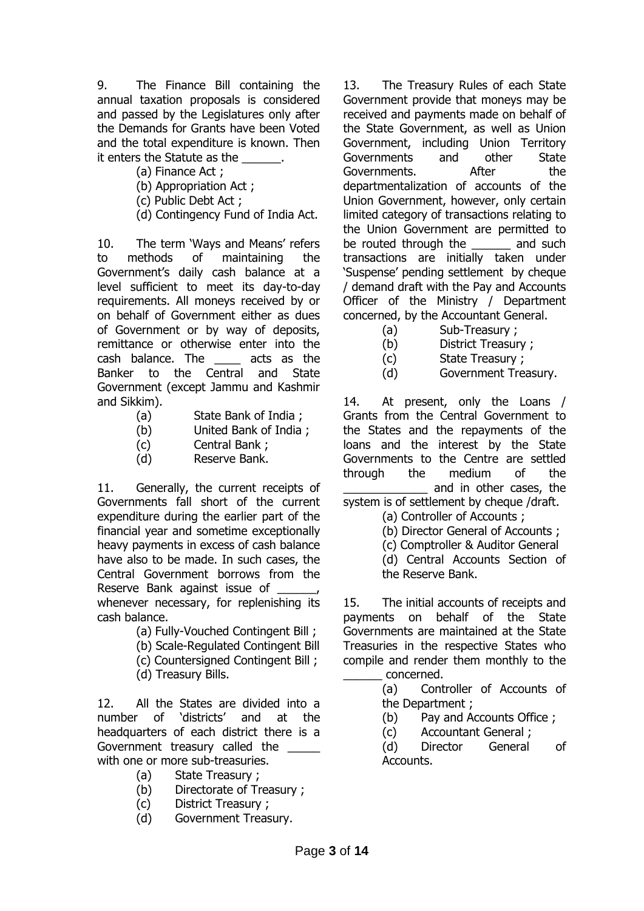9. The Finance Bill containing the annual taxation proposals is considered and passed by the Legislatures only after the Demands for Grants have been Voted and the total expenditure is known. Then it enters the Statute as the ______.

(a) Finance Act ;
(b) Appropriation Act ;
(c) Public Debt Act ;
(d) Contingency Fund of India Act.

10. The term 'Ways and Means' refers to methods of maintaining the Government's daily cash balance at a level sufficient to meet its day-to-day requirements. All moneys received by or on behalf of Government either as dues of Government or by way of deposits, remittance or otherwise enter into the cash balance. The ____ acts as the Banker to the Central and State Government (except Jammu and Kashmir and Sikkim).

(a) State Bank of India ;
(b) United Bank of India ;
(c) Central Bank ;
(d) Reserve Bank.

11. Generally, the current receipts of Governments fall short of the current expenditure during the earlier part of the financial year and sometime exceptionally heavy payments in excess of cash balance have also to be made. In such cases, the Central Government borrows from the Reserve Bank against issue of ______, whenever necessary, for replenishing its cash balance.

(a) Fully-Vouched Contingent Bill ;
(b) Scale-Regulated Contingent Bill
(c) Countersigned Contingent Bill ;
(d) Treasury Bills.

12. All the States are divided into a number of 'districts' and at the headquarters of each district there is a Government treasury called the _____ with one or more sub-treasuries.

(a) State Treasury ;
(b) Directorate of Treasury ;
(c) District Treasury ;
(d) Government Treasury.

13. The Treasury Rules of each State Government provide that moneys may be received and payments made on behalf of the State Government, as well as Union Government, including Union Territory Governments and other State Governments. After the departmentalization of accounts of the Union Government, however, only certain limited category of transactions relating to the Union Government are permitted to be routed through the ______ and such transactions are initially taken under 'Suspense' pending settlement by cheque / demand draft with the Pay and Accounts Officer of the Ministry / Department concerned, by the Accountant General.

(a) Sub-Treasury ;
(b) District Treasury ;
(c) State Treasury ;
(d) Government Treasury.

14. At present, only the Loans / Grants from the Central Government to the States and the repayments of the loans and the interest by the State Governments to the Centre are settled through the medium of the _____________ and in other cases, the system is of settlement by cheque /draft.

(a) Controller of Accounts ;
(b) Director General of Accounts ;
(c) Comptroller & Auditor General
(d) Central Accounts Section of the Reserve Bank.

15. The initial accounts of receipts and payments on behalf of the State Governments are maintained at the State Treasuries in the respective States who compile and render them monthly to the ______ concerned.

(a) Controller of Accounts of the Department ;
(b) Pay and Accounts Office ;
(c) Accountant General ;
(d) Director General of Accounts.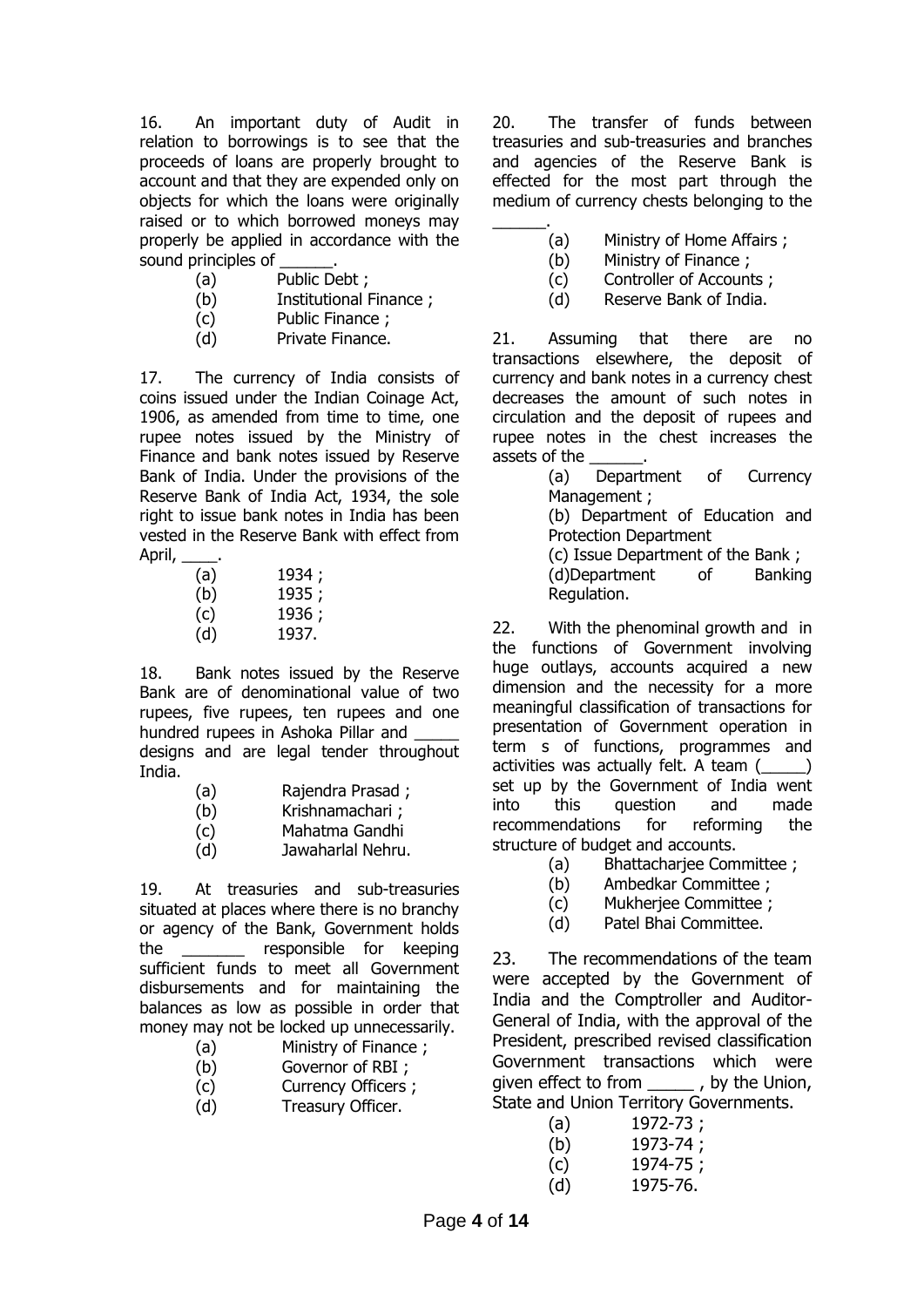16. An important duty of Audit in relation to borrowings is to see that the proceeds of loans are properly brought to account and that they are expended only on objects for which the loans were originally raised or to which borrowed moneys may properly be applied in accordance with the sound principles of ______.

(a) Public Debt ;
(b) Institutional Finance ;
(c) Public Finance ;
(d) Private Finance.

17. The currency of India consists of coins issued under the Indian Coinage Act, 1906, as amended from time to time, one rupee notes issued by the Ministry of Finance and bank notes issued by Reserve Bank of India. Under the provisions of the Reserve Bank of India Act, 1934, the sole right to issue bank notes in India has been vested in the Reserve Bank with effect from April, ____.

(a) 1934 ;
(b) 1935 ;
(c) 1936 ;
(d) 1937.

18. Bank notes issued by the Reserve Bank are of denominational value of two rupees, five rupees, ten rupees and one hundred rupees in Ashoka Pillar and _____ designs and are legal tender throughout India.

(a) Rajendra Prasad ;
(b) Krishnamachari ;
(c) Mahatma Gandhi
(d) Jawaharlal Nehru.

19. At treasuries and sub-treasuries situated at places where there is no branchy or agency of the Bank, Government holds the _______ responsible for keeping sufficient funds to meet all Government disbursements and for maintaining the balances as low as possible in order that money may not be locked up unnecessarily.

(a) Ministry of Finance ;
(b) Governor of RBI ;
(c) Currency Officers ;
(d) Treasury Officer.

20. The transfer of funds between treasuries and sub-treasuries and branches and agencies of the Reserve Bank is effected for the most part through the medium of currency chests belonging to the ______.

(a) Ministry of Home Affairs ;
(b) Ministry of Finance ;
(c) Controller of Accounts ;
(d) Reserve Bank of India.

21. Assuming that there are no transactions elsewhere, the deposit of currency and bank notes in a currency chest decreases the amount of such notes in circulation and the deposit of rupees and rupee notes in the chest increases the assets of the ______.

(a) Department of Currency Management ;
(b) Department of Education and Protection Department
(c) Issue Department of the Bank ;
(d)Department of Banking Regulation.

22. With the phenominal growth and in the functions of Government involving huge outlays, accounts acquired a new dimension and the necessity for a more meaningful classification of transactions for presentation of Government operation in term s of functions, programmes and activities was actually felt. A team (_____) set up by the Government of India went into this question and made recommendations for reforming the structure of budget and accounts.

(a) Bhattacharjee Committee ;
(b) Ambedkar Committee ;
(c) Mukherjee Committee ;
(d) Patel Bhai Committee.

23. The recommendations of the team were accepted by the Government of India and the Comptroller and Auditor-General of India, with the approval of the President, prescribed revised classification Government transactions which were given effect to from _____ , by the Union, State and Union Territory Governments.

(a) 1972-73 ;
(b) 1973-74 ;
(c) 1974-75 ;
(d) 1975-76.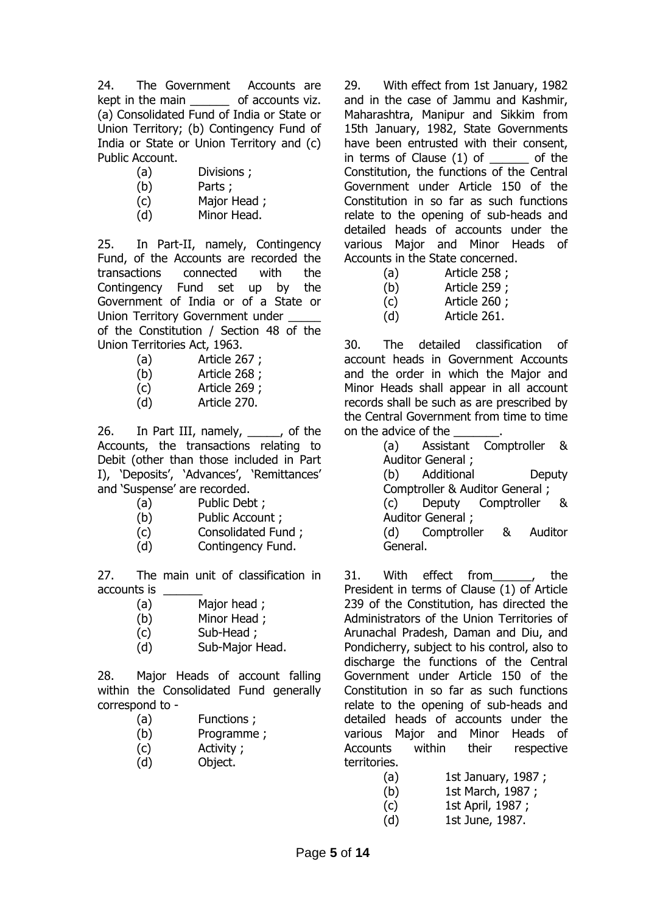24. The Government Accounts are kept in the main ______ of accounts viz. (a) Consolidated Fund of India or State or Union Territory; (b) Contingency Fund of India or State or Union Territory and (c) Public Account.

(a) Divisions ;
(b) Parts ;
(c) Major Head ;
(d) Minor Head.

25. In Part-II, namely, Contingency Fund, of the Accounts are recorded the transactions connected with the Contingency Fund set up by the Government of India or of a State or Union Territory Government under _____ of the Constitution / Section 48 of the Union Territories Act, 1963.

(a) Article 267 ;
(b) Article 268 ;
(c) Article 269 ;
(d) Article 270.

26. In Part III, namely, _____, of the Accounts, the transactions relating to Debit (other than those included in Part I), 'Deposits', 'Advances', 'Remittances' and 'Suspense' are recorded.

(a) Public Debt ;
(b) Public Account ;
(c) Consolidated Fund ;
(d) Contingency Fund.

27. The main unit of classification in accounts is ______

(a) Major head ;
(b) Minor Head ;
(c) Sub-Head ;
(d) Sub-Major Head.

28. Major Heads of account falling within the Consolidated Fund generally correspond to -

(a) Functions ;
(b) Programme ;
(c) Activity ;
(d) Object.

29. With effect from 1st January, 1982 and in the case of Jammu and Kashmir, Maharashtra, Manipur and Sikkim from 15th January, 1982, State Governments have been entrusted with their consent, in terms of Clause (1) of ______ of the Constitution, the functions of the Central Government under Article 150 of the Constitution in so far as such functions relate to the opening of sub-heads and detailed heads of accounts under the various Major and Minor Heads of Accounts in the State concerned.

(a) Article 258 ;
(b) Article 259 ;
(c) Article 260 ;
(d) Article 261.

30. The detailed classification of account heads in Government Accounts and the order in which the Major and Minor Heads shall appear in all account records shall be such as are prescribed by the Central Government from time to time on the advice of the _______.

(a) Assistant Comptroller & Auditor General ;
(b) Additional Deputy Comptroller & Auditor General ;
(c) Deputy Comptroller & Auditor General ;
(d) Comptroller & Auditor General.

31. With effect from______, the President in terms of Clause (1) of Article 239 of the Constitution, has directed the Administrators of the Union Territories of Arunachal Pradesh, Daman and Diu, and Pondicherry, subject to his control, also to discharge the functions of the Central Government under Article 150 of the Constitution in so far as such functions relate to the opening of sub-heads and detailed heads of accounts under the various Major and Minor Heads of Accounts within their respective territories.

(a) 1st January, 1987 ;
(b) 1st March, 1987 ;
(c) 1st April, 1987 ;
(d) 1st June, 1987.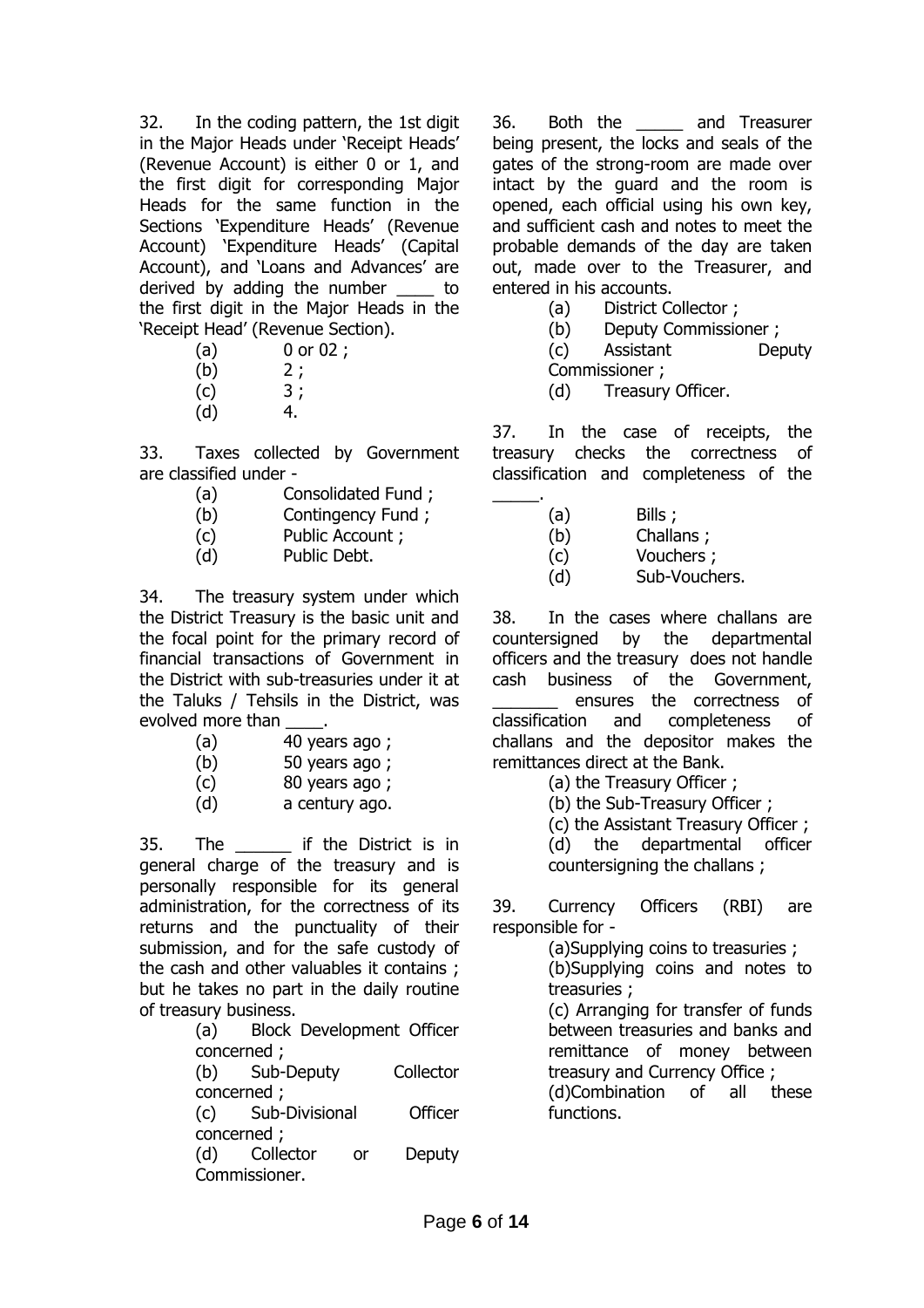32. In the coding pattern, the 1st digit in the Major Heads under 'Receipt Heads' (Revenue Account) is either 0 or 1, and the first digit for corresponding Major Heads for the same function in the Sections 'Expenditure Heads' (Revenue Account) 'Expenditure Heads' (Capital Account), and 'Loans and Advances' are derived by adding the number ____ to the first digit in the Major Heads in the 'Receipt Head' (Revenue Section).

- (a) 0 or 02 ;
- (b) 2 ;
- (c) 3 ;
- (d) 4.

33. Taxes collected by Government are classified under -

- (a) Consolidated Fund ;
- (b) Contingency Fund ;
- (c) Public Account ;
- (d) Public Debt.

34. The treasury system under which the District Treasury is the basic unit and the focal point for the primary record of financial transactions of Government in the District with sub-treasuries under it at the Taluks / Tehsils in the District, was evolved more than ____.

- (a) 40 years ago ;
- (b) 50 years ago ;
- (c) 80 years ago ;
- (d) a century ago.

35. The ______ if the District is in general charge of the treasury and is personally responsible for its general administration, for the correctness of its returns and the punctuality of their submission, and for the safe custody of the cash and other valuables it contains ; but he takes no part in the daily routine of treasury business.

- (a) Block Development Officer concerned ;
- (b) Sub-Deputy Collector concerned ;
- (c) Sub-Divisional Officer concerned ;
- (d) Collector or Deputy Commissioner.

36. Both the _____ and Treasurer being present, the locks and seals of the gates of the strong-room are made over intact by the guard and the room is opened, each official using his own key, and sufficient cash and notes to meet the probable demands of the day are taken out, made over to the Treasurer, and entered in his accounts.

- (a) District Collector ;
- (b) Deputy Commissioner ;
- (c) Assistant Deputy Commissioner ;
- (d) Treasury Officer.

37. In the case of receipts, the treasury checks the correctness of classification and completeness of the _____.

- (a) Bills ;
- (b) Challans ;
- (c) Vouchers ;
- (d) Sub-Vouchers.

38. In the cases where challans are countersigned by the departmental officers and the treasury does not handle cash business of the Government, _______ ensures the correctness of classification and completeness of challans and the depositor makes the remittances direct at the Bank.

- (a) the Treasury Officer ;
- (b) the Sub-Treasury Officer ;
- (c) the Assistant Treasury Officer ;
- (d) the departmental officer countersigning the challans ;

39. Currency Officers (RBI) are responsible for -

- (a) Supplying coins to treasuries ;
- (b) Supplying coins and notes to treasuries ;
- (c) Arranging for transfer of funds between treasuries and banks and remittance of money between treasury and Currency Office ;
- (d) Combination of all these functions.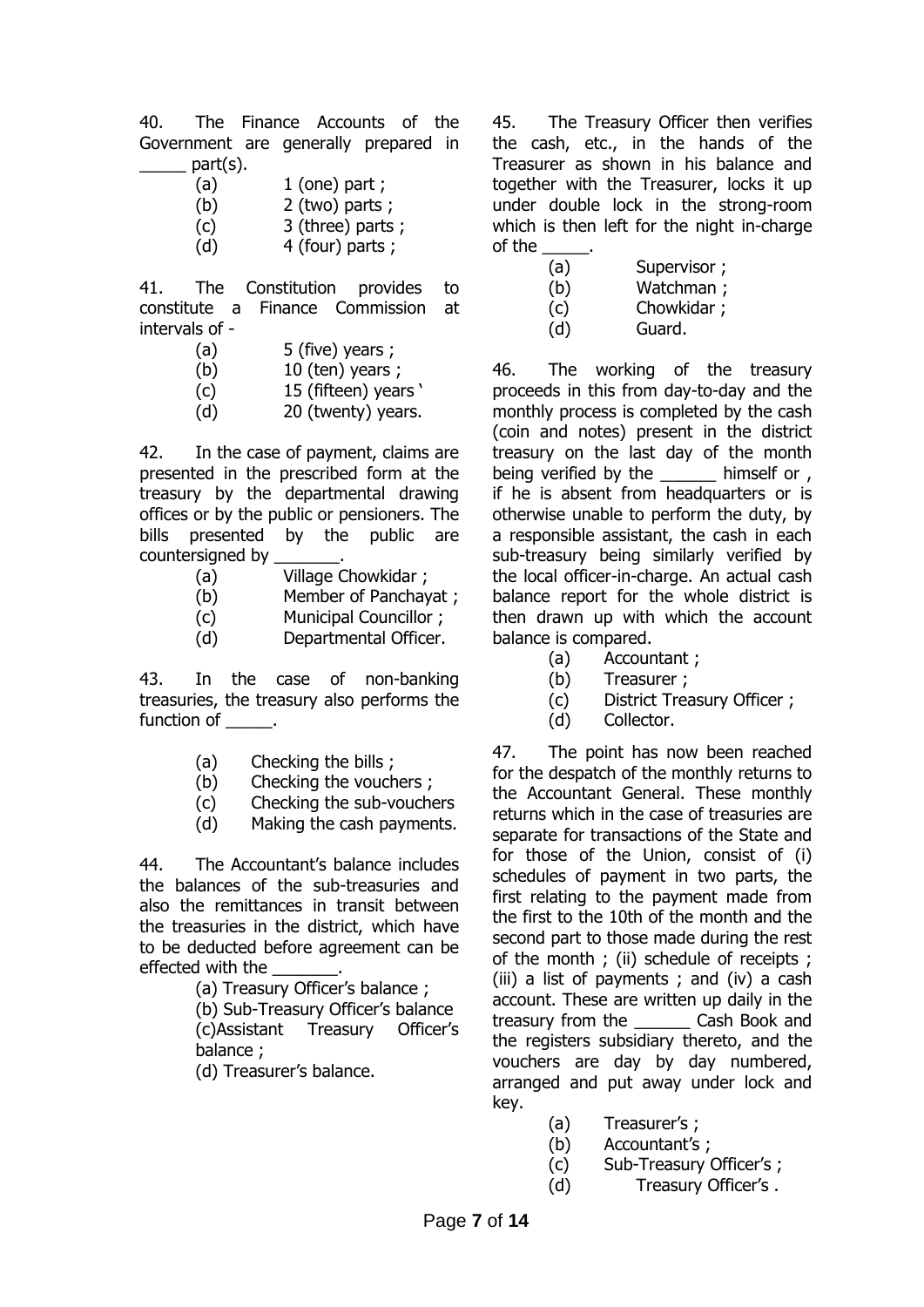40. The Finance Accounts of the Government are generally prepared in _____ part(s).

(a) 1 (one) part ;
(b) 2 (two) parts ;
(c) 3 (three) parts ;
(d) 4 (four) parts ;

41. The Constitution provides to constitute a Finance Commission at intervals of -

(a) 5 (five) years ;
(b) 10 (ten) years ;
(c) 15 (fifteen) years '
(d) 20 (twenty) years.

42. In the case of payment, claims are presented in the prescribed form at the treasury by the departmental drawing offices or by the public or pensioners. The bills presented by the public are countersigned by _______.

(a) Village Chowkidar ;
(b) Member of Panchayat ;
(c) Municipal Councillor ;
(d) Departmental Officer.

43. In the case of non-banking treasuries, the treasury also performs the function of _____.

(a) Checking the bills ;
(b) Checking the vouchers ;
(c) Checking the sub-vouchers
(d) Making the cash payments.

44. The Accountant's balance includes the balances of the sub-treasuries and also the remittances in transit between the treasuries in the district, which have to be deducted before agreement can be effected with the _______.

(a) Treasury Officer's balance ;
(b) Sub-Treasury Officer's balance
(c)Assistant Treasury Officer's balance ;
(d) Treasurer's balance.

45. The Treasury Officer then verifies the cash, etc., in the hands of the Treasurer as shown in his balance and together with the Treasurer, locks it up under double lock in the strong-room which is then left for the night in-charge of the _____.

(a) Supervisor ;
(b) Watchman ;
(c) Chowkidar ;
(d) Guard.

46. The working of the treasury proceeds in this from day-to-day and the monthly process is completed by the cash (coin and notes) present in the district treasury on the last day of the month being verified by the ______ himself or , if he is absent from headquarters or is otherwise unable to perform the duty, by a responsible assistant, the cash in each sub-treasury being similarly verified by the local officer-in-charge. An actual cash balance report for the whole district is then drawn up with which the account balance is compared.

(a) Accountant ;
(b) Treasurer ;
(c) District Treasury Officer ;
(d) Collector.

47. The point has now been reached for the despatch of the monthly returns to the Accountant General. These monthly returns which in the case of treasuries are separate for transactions of the State and for those of the Union, consist of (i) schedules of payment in two parts, the first relating to the payment made from the first to the 10th of the month and the second part to those made during the rest of the month ; (ii) schedule of receipts ; (iii) a list of payments ; and (iv) a cash account. These are written up daily in the treasury from the ______ Cash Book and the registers subsidiary thereto, and the vouchers are day by day numbered, arranged and put away under lock and key.

(a) Treasurer's ;
(b) Accountant's ;
(c) Sub-Treasury Officer's ;
(d) Treasury Officer's .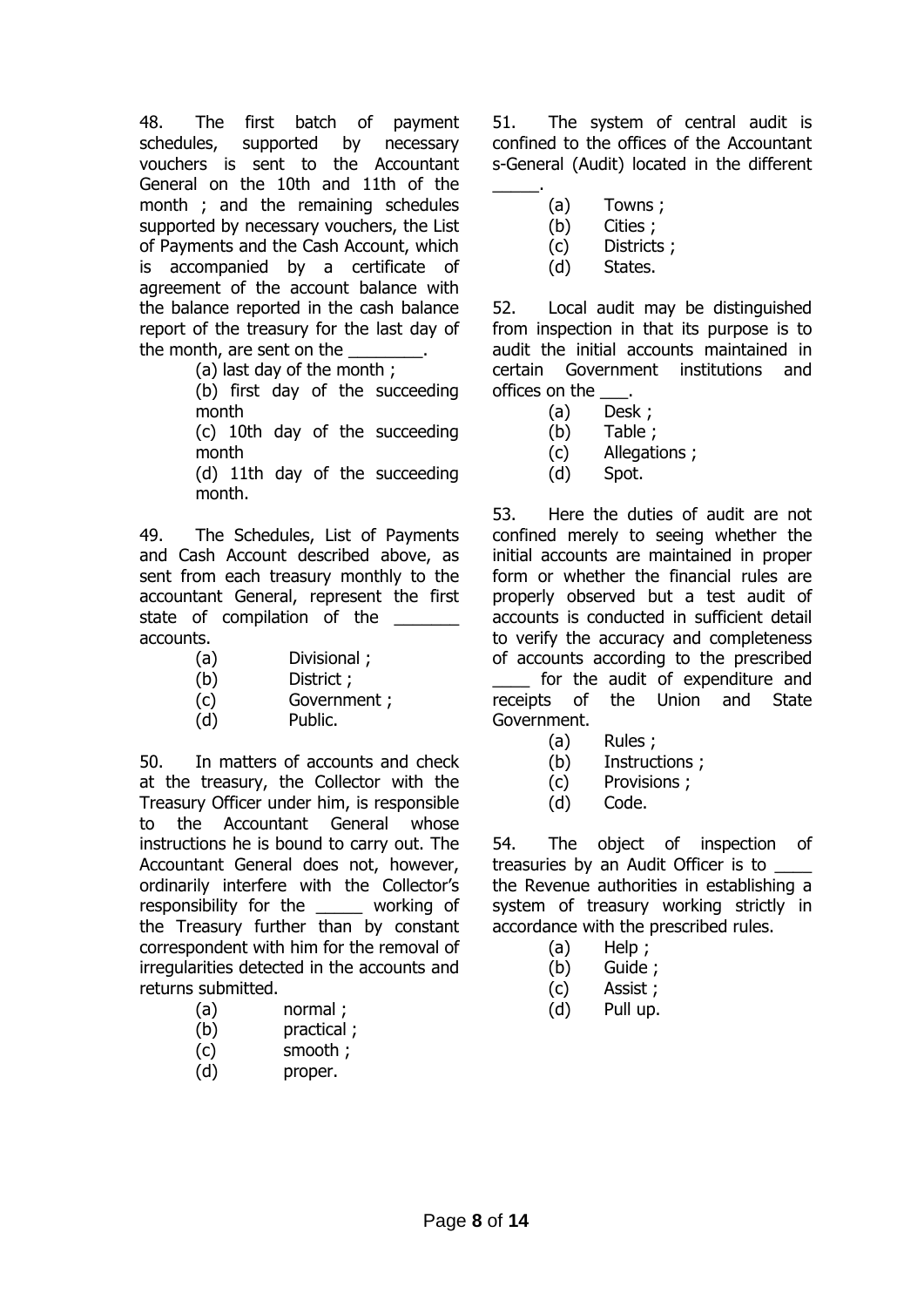48. The first batch of payment schedules, supported by necessary vouchers is sent to the Accountant General on the 10th and 11th of the month ; and the remaining schedules supported by necessary vouchers, the List of Payments and the Cash Account, which is accompanied by a certificate of agreement of the account balance with the balance reported in the cash balance report of the treasury for the last day of the month, are sent on the ________.

(a) last day of the month ;
(b) first day of the succeeding month
(c) 10th day of the succeeding month
(d) 11th day of the succeeding month.

49. The Schedules, List of Payments and Cash Account described above, as sent from each treasury monthly to the accountant General, represent the first state of compilation of the _______ accounts.

(a) Divisional ;
(b) District ;
(c) Government ;
(d) Public.

50. In matters of accounts and check at the treasury, the Collector with the Treasury Officer under him, is responsible to the Accountant General whose instructions he is bound to carry out. The Accountant General does not, however, ordinarily interfere with the Collector's responsibility for the _____ working of the Treasury further than by constant correspondent with him for the removal of irregularities detected in the accounts and returns submitted.

(a) normal ;
(b) practical ;
(c) smooth ;
(d) proper.

51. The system of central audit is confined to the offices of the Accountant s-General (Audit) located in the different _____.

(a) Towns ;
(b) Cities ;
(c) Districts ;
(d) States.

52. Local audit may be distinguished from inspection in that its purpose is to audit the initial accounts maintained in certain Government institutions and offices on the ___.

(a) Desk ;
(b) Table ;
(c) Allegations ;
(d) Spot.

53. Here the duties of audit are not confined merely to seeing whether the initial accounts are maintained in proper form or whether the financial rules are properly observed but a test audit of accounts is conducted in sufficient detail to verify the accuracy and completeness of accounts according to the prescribed ____ for the audit of expenditure and receipts of the Union and State Government.

(a) Rules ;
(b) Instructions ;
(c) Provisions ;
(d) Code.

54. The object of inspection of treasuries by an Audit Officer is to ____ the Revenue authorities in establishing a system of treasury working strictly in accordance with the prescribed rules.

(a) Help ;
(b) Guide ;
(c) Assist ;
(d) Pull up.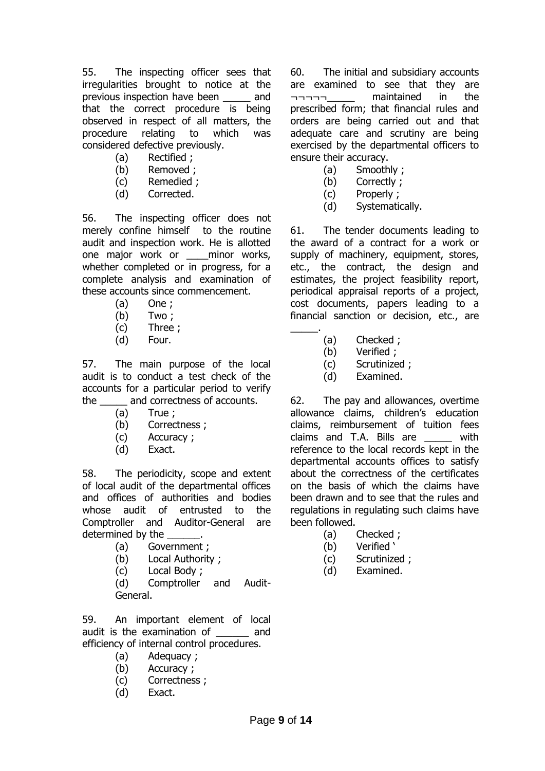55. The inspecting officer sees that irregularities brought to notice at the previous inspection have been _____ and that the correct procedure is being observed in respect of all matters, the procedure relating to which was considered defective previously.

(a) Rectified ;
(b) Removed ;
(c) Remedied ;
(d) Corrected.

56. The inspecting officer does not merely confine himself to the routine audit and inspection work. He is allotted one major work or ____minor works, whether completed or in progress, for a complete analysis and examination of these accounts since commencement.

(a) One ;
(b) Two ;
(c) Three ;
(d) Four.

57. The main purpose of the local audit is to conduct a test check of the accounts for a particular period to verify the _____ and correctness of accounts.

(a) True ;
(b) Correctness ;
(c) Accuracy ;
(d) Exact.

58. The periodicity, scope and extent of local audit of the departmental offices and offices of authorities and bodies whose audit of entrusted to the Comptroller and Auditor-General are determined by the ______.

(a) Government ;
(b) Local Authority ;
(c) Local Body ;
(d) Comptroller and Audit-General.

59. An important element of local audit is the examination of ______ and efficiency of internal control procedures.

(a) Adequacy ;
(b) Accuracy ;
(c) Correctness ;
(d) Exact.

60. The initial and subsidiary accounts are examined to see that they are ¬¬¬¬¬_____ maintained in the prescribed form; that financial rules and orders are being carried out and that adequate care and scrutiny are being exercised by the departmental officers to ensure their accuracy.

(a) Smoothly ;
(b) Correctly ;
(c) Properly ;
(d) Systematically.

61. The tender documents leading to the award of a contract for a work or supply of machinery, equipment, stores, etc., the contract, the design and estimates, the project feasibility report, periodical appraisal reports of a project, cost documents, papers leading to a financial sanction or decision, etc., are _____.

(a) Checked ;
(b) Verified ;
(c) Scrutinized ;
(d) Examined.

62. The pay and allowances, overtime allowance claims, children's education claims, reimbursement of tuition fees claims and T.A. Bills are _____ with reference to the local records kept in the departmental accounts offices to satisfy about the correctness of the certificates on the basis of which the claims have been drawn and to see that the rules and regulations in regulating such claims have been followed.

(a) Checked ;
(b) Verified '
(c) Scrutinized ;
(d) Examined.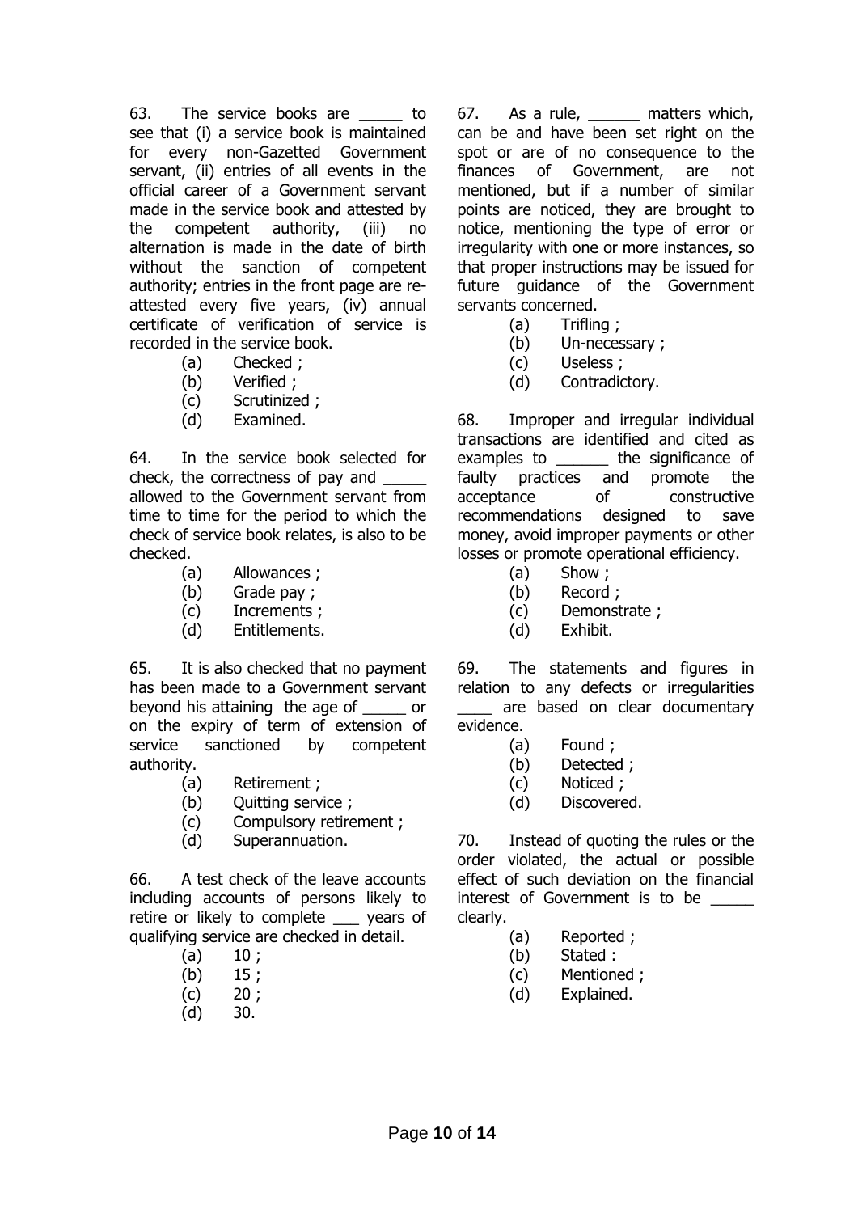63. The service books are _____ to see that (i) a service book is maintained for every non-Gazetted Government servant, (ii) entries of all events in the official career of a Government servant made in the service book and attested by the competent authority, (iii) no alternation is made in the date of birth without the sanction of competent authority; entries in the front page are re-attested every five years, (iv) annual certificate of verification of service is recorded in the service book.

(a) Checked ;
(b) Verified ;
(c) Scrutinized ;
(d) Examined.

64. In the service book selected for check, the correctness of pay and _____ allowed to the Government servant from time to time for the period to which the check of service book relates, is also to be checked.

(a) Allowances ;
(b) Grade pay ;
(c) Increments ;
(d) Entitlements.

65. It is also checked that no payment has been made to a Government servant beyond his attaining the age of _____ or on the expiry of term of extension of service sanctioned by competent authority.

(a) Retirement ;
(b) Quitting service ;
(c) Compulsory retirement ;
(d) Superannuation.

66. A test check of the leave accounts including accounts of persons likely to retire or likely to complete ___ years of qualifying service are checked in detail.

(a) 10 ;
(b) 15 ;
(c) 20 ;
(d) 30.

67. As a rule, ______ matters which, can be and have been set right on the spot or are of no consequence to the finances of Government, are not mentioned, but if a number of similar points are noticed, they are brought to notice, mentioning the type of error or irregularity with one or more instances, so that proper instructions may be issued for future guidance of the Government servants concerned.

(a) Trifling ;
(b) Un-necessary ;
(c) Useless ;
(d) Contradictory.

68. Improper and irregular individual transactions are identified and cited as examples to ______ the significance of faulty practices and promote the acceptance of constructive recommendations designed to save money, avoid improper payments or other losses or promote operational efficiency.

(a) Show ;
(b) Record ;
(c) Demonstrate ;
(d) Exhibit.

69. The statements and figures in relation to any defects or irregularities ____ are based on clear documentary evidence.

(a) Found ;
(b) Detected ;
(c) Noticed ;
(d) Discovered.

70. Instead of quoting the rules or the order violated, the actual or possible effect of such deviation on the financial interest of Government is to be _____ clearly.

(a) Reported ;
(b) Stated :
(c) Mentioned ;
(d) Explained.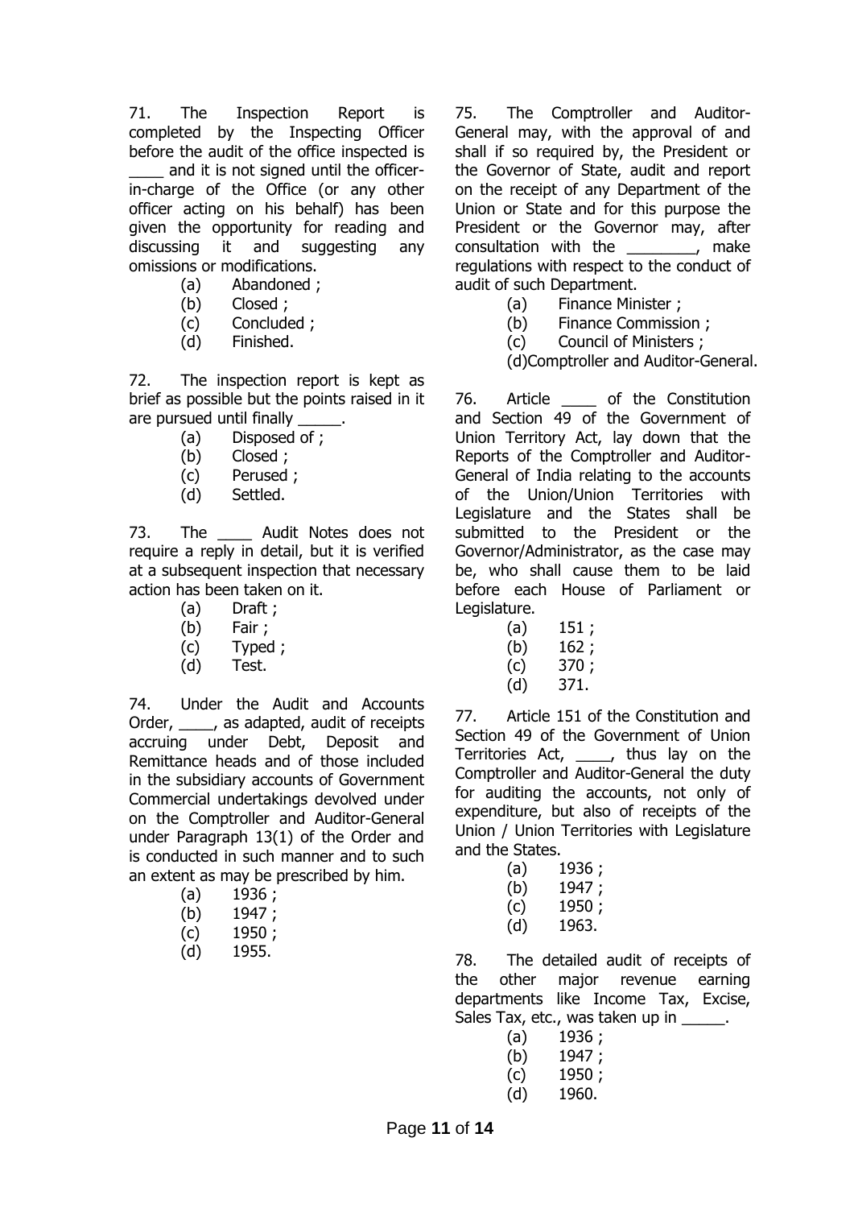71. The Inspection Report is completed by the Inspecting Officer before the audit of the office inspected is ____ and it is not signed until the officer-in-charge of the Office (or any other officer acting on his behalf) has been given the opportunity for reading and discussing it and suggesting any omissions or modifications.

(a) Abandoned ;
(b) Closed ;
(c) Concluded ;
(d) Finished.

72. The inspection report is kept as brief as possible but the points raised in it are pursued until finally _____.

(a) Disposed of ;
(b) Closed ;
(c) Perused ;
(d) Settled.

73. The ____ Audit Notes does not require a reply in detail, but it is verified at a subsequent inspection that necessary action has been taken on it.

(a) Draft ;
(b) Fair ;
(c) Typed ;
(d) Test.

74. Under the Audit and Accounts Order, ____, as adapted, audit of receipts accruing under Debt, Deposit and Remittance heads and of those included in the subsidiary accounts of Government Commercial undertakings devolved under on the Comptroller and Auditor-General under Paragraph 13(1) of the Order and is conducted in such manner and to such an extent as may be prescribed by him.

(a) 1936 ;
(b) 1947 ;
(c) 1950 ;
(d) 1955.

75. The Comptroller and Auditor-General may, with the approval of and shall if so required by, the President or the Governor of State, audit and report on the receipt of any Department of the Union or State and for this purpose the President or the Governor may, after consultation with the ________, make regulations with respect to the conduct of audit of such Department.

(a) Finance Minister ;
(b) Finance Commission ;
(c) Council of Ministers ;
(d) Comptroller and Auditor-General.

76. Article ____ of the Constitution and Section 49 of the Government of Union Territory Act, lay down that the Reports of the Comptroller and Auditor-General of India relating to the accounts of the Union/Union Territories with Legislature and the States shall be submitted to the President or the Governor/Administrator, as the case may be, who shall cause them to be laid before each House of Parliament or Legislature.

(a) 151 ;
(b) 162 ;
(c) 370 ;
(d) 371.

77. Article 151 of the Constitution and Section 49 of the Government of Union Territories Act, ____, thus lay on the Comptroller and Auditor-General the duty for auditing the accounts, not only of expenditure, but also of receipts of the Union / Union Territories with Legislature and the States.

(a) 1936 ;
(b) 1947 ;
(c) 1950 ;
(d) 1963.

78. The detailed audit of receipts of the other major revenue earning departments like Income Tax, Excise, Sales Tax, etc., was taken up in _____.

(a) 1936 ;
(b) 1947 ;
(c) 1950 ;
(d) 1960.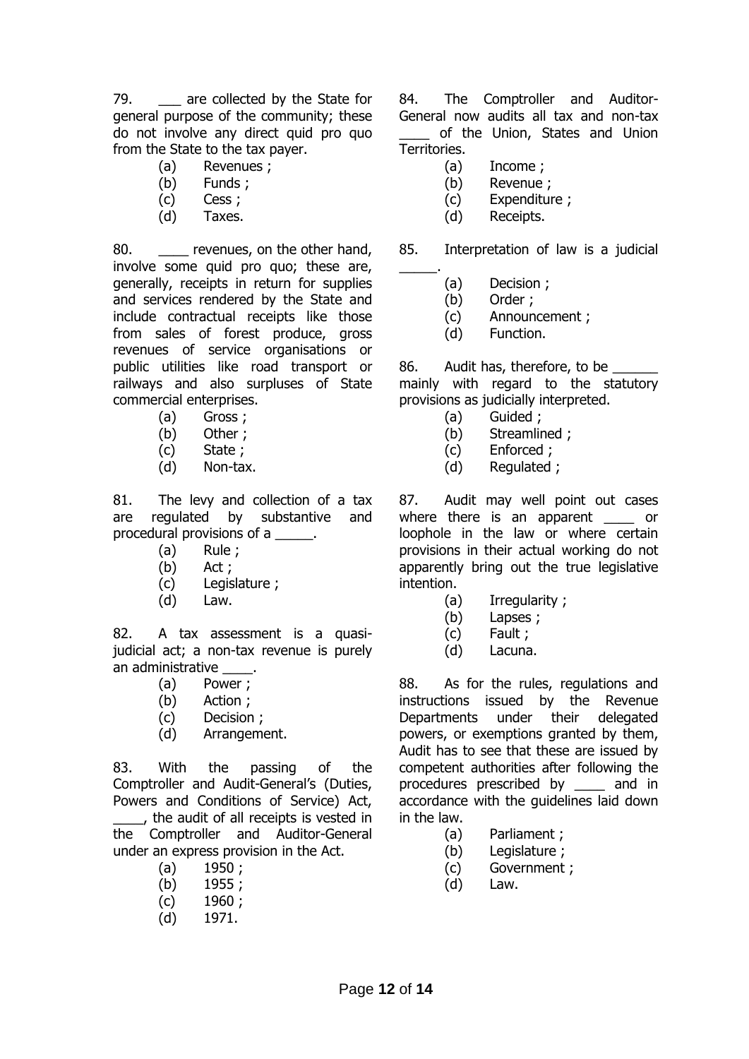79. ___ are collected by the State for general purpose of the community; these do not involve any direct quid pro quo from the State to the tax payer.

(a) Revenues ;
(b) Funds ;
(c) Cess ;
(d) Taxes.

80. ____ revenues, on the other hand, involve some quid pro quo; these are, generally, receipts in return for supplies and services rendered by the State and include contractual receipts like those from sales of forest produce, gross revenues of service organisations or public utilities like road transport or railways and also surpluses of State commercial enterprises.

(a) Gross ;
(b) Other ;
(c) State ;
(d) Non-tax.

81. The levy and collection of a tax are regulated by substantive and procedural provisions of a _____.

(a) Rule ;
(b) Act ;
(c) Legislature ;
(d) Law.

82. A tax assessment is a quasi-judicial act; a non-tax revenue is purely an administrative ____.

(a) Power ;
(b) Action ;
(c) Decision ;
(d) Arrangement.

83. With the passing of the Comptroller and Audit-General's (Duties, Powers and Conditions of Service) Act, ____, the audit of all receipts is vested in the Comptroller and Auditor-General under an express provision in the Act.

(a) 1950 ;
(b) 1955 ;
(c) 1960 ;
(d) 1971.

84. The Comptroller and Auditor-General now audits all tax and non-tax ____ of the Union, States and Union Territories.

(a) Income ;
(b) Revenue ;
(c) Expenditure ;
(d) Receipts.

85. Interpretation of law is a judicial _____.

(a) Decision ;
(b) Order ;
(c) Announcement ;
(d) Function.

86. Audit has, therefore, to be ______ mainly with regard to the statutory provisions as judicially interpreted.

(a) Guided ;
(b) Streamlined ;
(c) Enforced ;
(d) Regulated ;

87. Audit may well point out cases where there is an apparent ____ or loophole in the law or where certain provisions in their actual working do not apparently bring out the true legislative intention.

(a) Irregularity ;
(b) Lapses ;
(c) Fault ;
(d) Lacuna.

88. As for the rules, regulations and instructions issued by the Revenue Departments under their delegated powers, or exemptions granted by them, Audit has to see that these are issued by competent authorities after following the procedures prescribed by ____ and in accordance with the guidelines laid down in the law.

(a) Parliament ;
(b) Legislature ;
(c) Government ;
(d) Law.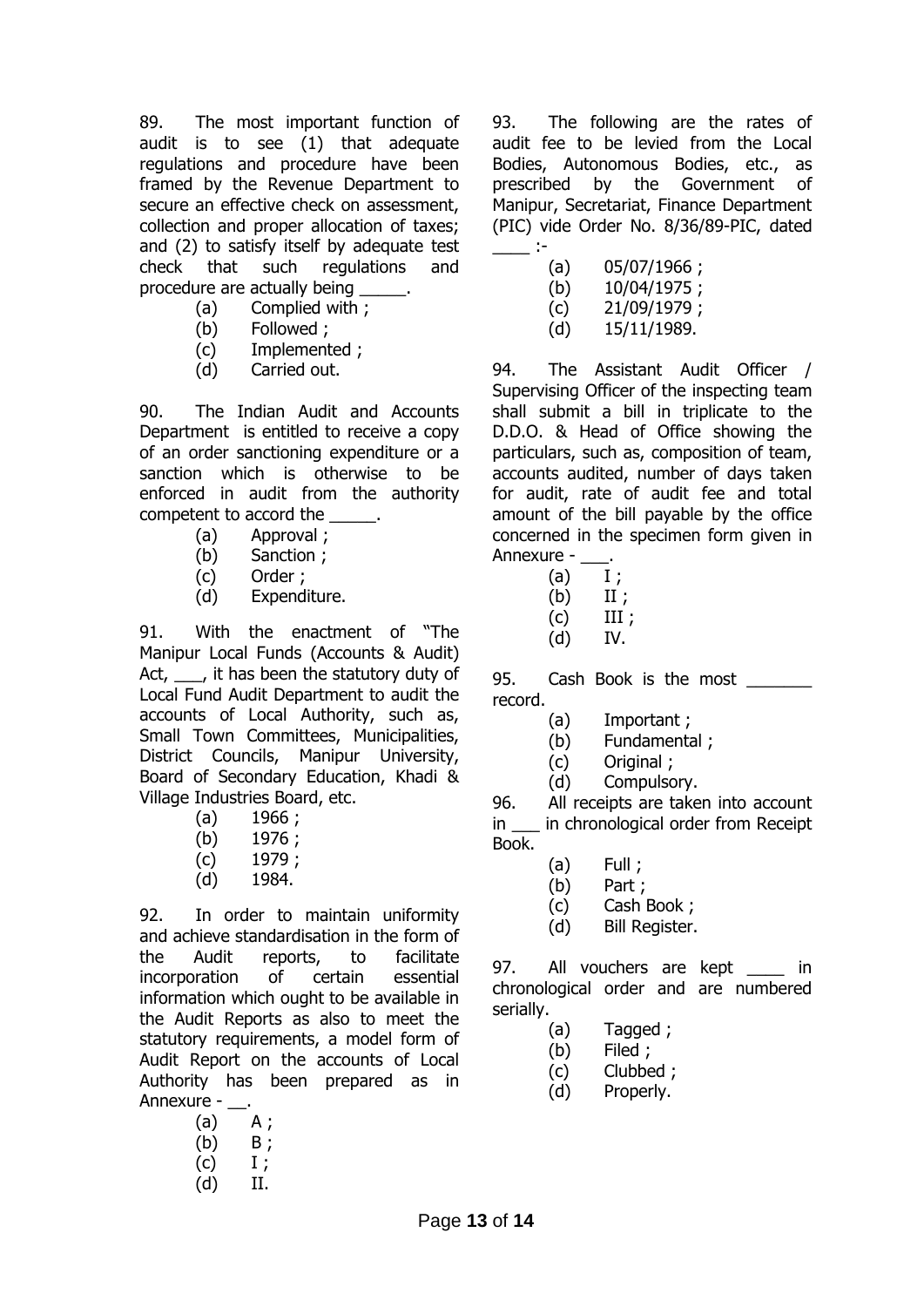89. The most important function of audit is to see (1) that adequate regulations and procedure have been framed by the Revenue Department to secure an effective check on assessment, collection and proper allocation of taxes; and (2) to satisfy itself by adequate test check that such regulations and procedure are actually being _____.

- (a) Complied with ;
- (b) Followed ;
- (c) Implemented ;
- (d) Carried out.

90. The Indian Audit and Accounts Department is entitled to receive a copy of an order sanctioning expenditure or a sanction which is otherwise to be enforced in audit from the authority competent to accord the _____.

- (a) Approval ;
- (b) Sanction ;
- (c) Order ;
- (d) Expenditure.

91. With the enactment of "The Manipur Local Funds (Accounts & Audit) Act, ___, it has been the statutory duty of Local Fund Audit Department to audit the accounts of Local Authority, such as, Small Town Committees, Municipalities, District Councils, Manipur University, Board of Secondary Education, Khadi & Village Industries Board, etc.

- (a) 1966 ;
- (b) 1976 ;
- (c) 1979 ;
- (d) 1984.

92. In order to maintain uniformity and achieve standardisation in the form of the Audit reports, to facilitate incorporation of certain essential information which ought to be available in the Audit Reports as also to meet the statutory requirements, a model form of Audit Report on the accounts of Local Authority has been prepared as in Annexure - __.

- (a) A ;
- (b) B ;
- (c) I ;
- (d) II.

93. The following are the rates of audit fee to be levied from the Local Bodies, Autonomous Bodies, etc., as prescribed by the Government of Manipur, Secretariat, Finance Department (PIC) vide Order No. 8/36/89-PIC, dated ____ :-

- (a) 05/07/1966 ;
- (b) 10/04/1975 ;
- (c) 21/09/1979 ;
- (d) 15/11/1989.

94. The Assistant Audit Officer / Supervising Officer of the inspecting team shall submit a bill in triplicate to the D.D.O. & Head of Office showing the particulars, such as, composition of team, accounts audited, number of days taken for audit, rate of audit fee and total amount of the bill payable by the office concerned in the specimen form given in Annexure - ___.

- (a) I ;
- (b) II ;
- (c) III ;
- (d) IV.

95. Cash Book is the most _______ record.

- (a) Important ;
- (b) Fundamental ;
- (c) Original ;
- (d) Compulsory.

96. All receipts are taken into account in ___ in chronological order from Receipt Book.

- (a) Full ;
- (b) Part ;
- (c) Cash Book ;
- (d) Bill Register.

97. All vouchers are kept ____ in chronological order and are numbered serially.

- (a) Tagged ;
- (b) Filed ;
- (c) Clubbed ;
- (d) Properly.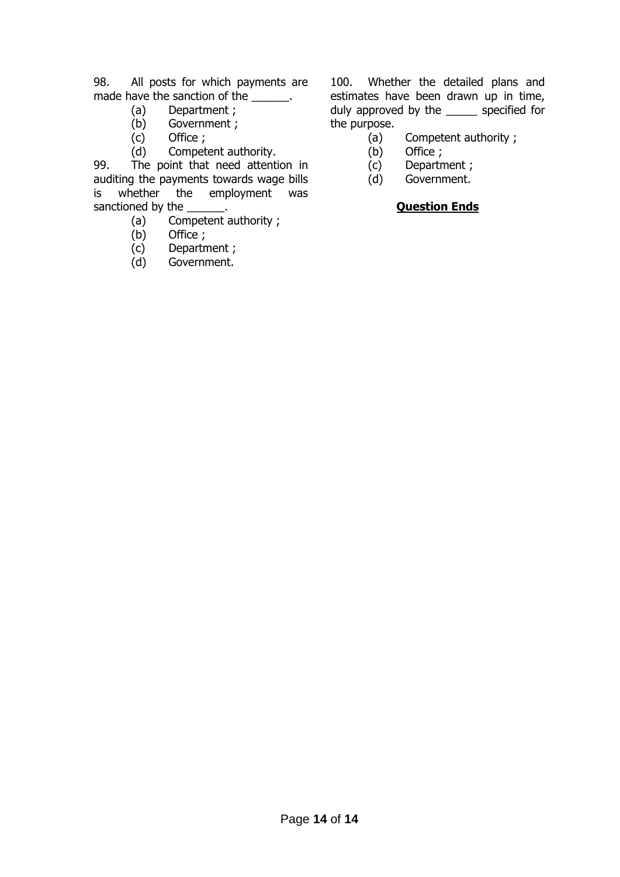98. All posts for which payments are made have the sanction of the ______.

(a) Department ;
(b) Government ;
(c) Office ;
(d) Competent authority.

99. The point that need attention in auditing the payments towards wage bills is whether the employment was sanctioned by the ______.

(a) Competent authority ;
(b) Office ;
(c) Department ;
(d) Government.

100. Whether the detailed plans and estimates have been drawn up in time, duly approved by the _____ specified for the purpose.

(a) Competent authority ;
(b) Office ;
(c) Department ;
(d) Government.

**Question Ends**